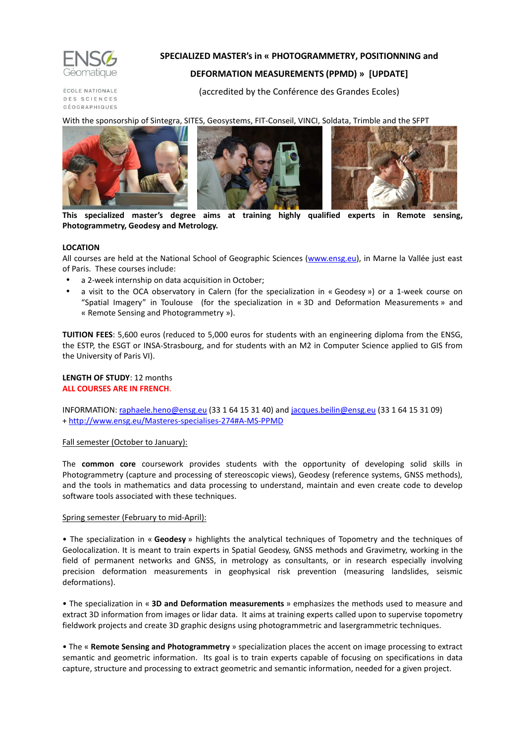ENSG Géomatique

ÉCOLE NATIONALE DES SCIENCES GÉOGRAPHIQUES

# SPECIALIZED MASTER's in « PHOTOGRAMMETRY, POSITIONNING and DEFORMATION MEASUREMENTS (PPMD) » [UPDATE]

(accredited by the Conférence des Grandes Ecoles)

With the sponsorship of Sintegra, SITES, Geosystems, FIT-Conseil, VINCI, Soldata, Trimble and the SFPT

**This specialized master's degree aims at training highly qualified experts in Remote sensing, Photogrammetry, Geodesy and Metrology.**

**LOCATION**

All courses are held at the National School of Geographic Sciences (www.ensg.eu), in Marne la Vallée just east of Paris. These courses include:

- a 2-week internship on data acquisition in October;
- a visit to the OCA observatory in Calern (for the specialization in « Geodesy ») or a 1-week course on "Spatial Imagery" in Toulouse (for the specialization in « 3D and Deformation Measurements » and « Remote Sensing and Photogrammetry »).

**TUITION FEES**: 5,600 euros (reduced to 5,000 euros for students with an engineering diploma from the ENSG, the ESTP, the ESGT or INSA-Strasbourg, and for students with an M2 in Computer Science applied to GIS from the University of Paris VI).

**LENGTH OF STUDY**: 12 months

**ALL COURSES ARE IN FRENCH**.

INFORMATION: raphaele.heno@ensg.eu (33 1 64 15 31 40) and jacques.beilin@ensg.eu (33 1 64 15 31 09)
+ http://www.ensg.eu/Masteres-specialises-274#A-MS-PPMD

Fall semester (October to January):

The **common core** coursework provides students with the opportunity of developing solid skills in Photogrammetry (capture and processing of stereoscopic views), Geodesy (reference systems, GNSS methods), and the tools in mathematics and data processing to understand, maintain and even create code to develop software tools associated with these techniques.

Spring semester (February to mid-April):

• The specialization in « **Geodesy** » highlights the analytical techniques of Topometry and the techniques of Geolocalization. It is meant to train experts in Spatial Geodesy, GNSS methods and Gravimetry, working in the field of permanent networks and GNSS, in metrology as consultants, or in research especially involving precision deformation measurements in geophysical risk prevention (measuring landslides, seismic deformations).

• The specialization in « **3D and Deformation measurements** » emphasizes the methods used to measure and extract 3D information from images or lidar data. It aims at training experts called upon to supervise topometry fieldwork projects and create 3D graphic designs using photogrammetric and lasergrammetric techniques.

• The « **Remote Sensing and Photogrammetry** » specialization places the accent on image processing to extract semantic and geometric information. Its goal is to train experts capable of focusing on specifications in data capture, structure and processing to extract geometric and semantic information, needed for a given project.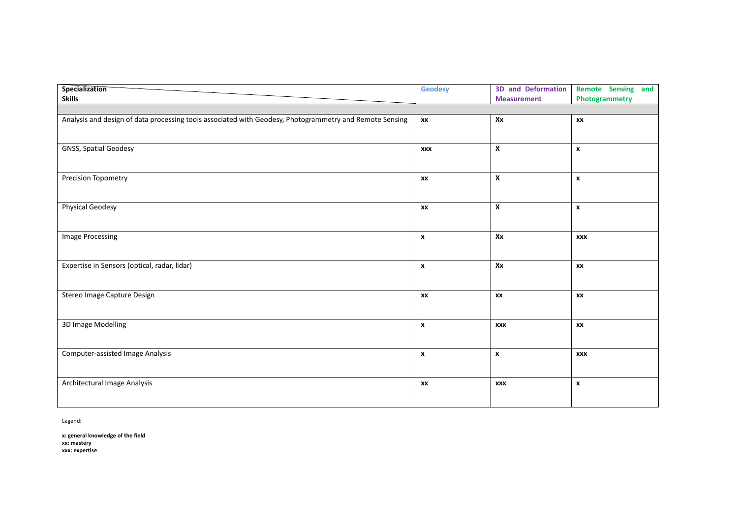| Specialization / Skills | Geodesy | 3D and Deformation Measurement | Remote Sensing and Photogrammetry |
|---|---|---|---|
| | | | |
| Analysis and design of data processing tools associated with Geodesy, Photogrammetry and Remote Sensing | **xx** | **Xx** | **xx** |
| GNSS, Spatial Geodesy | **xxx** | **X** | **x** |
| Precision Topometry | **xx** | **X** | **x** |
| Physical Geodesy | **xx** | **X** | **x** |
| Image Processing | **x** | **Xx** | **xxx** |
| Expertise in Sensors (optical, radar, lidar) | **x** | **Xx** | **xx** |
| Stereo Image Capture Design | **xx** | **xx** | **xx** |
| 3D Image Modelling | **x** | **xxx** | **xx** |
| Computer-assisted Image Analysis | **x** | **x** | **xxx** |
| Architectural Image Analysis | **xx** | **xxx** | **x** |

Legend:

**x: general knowledge of the field**
**xx: mastery**
**xxx: expertise**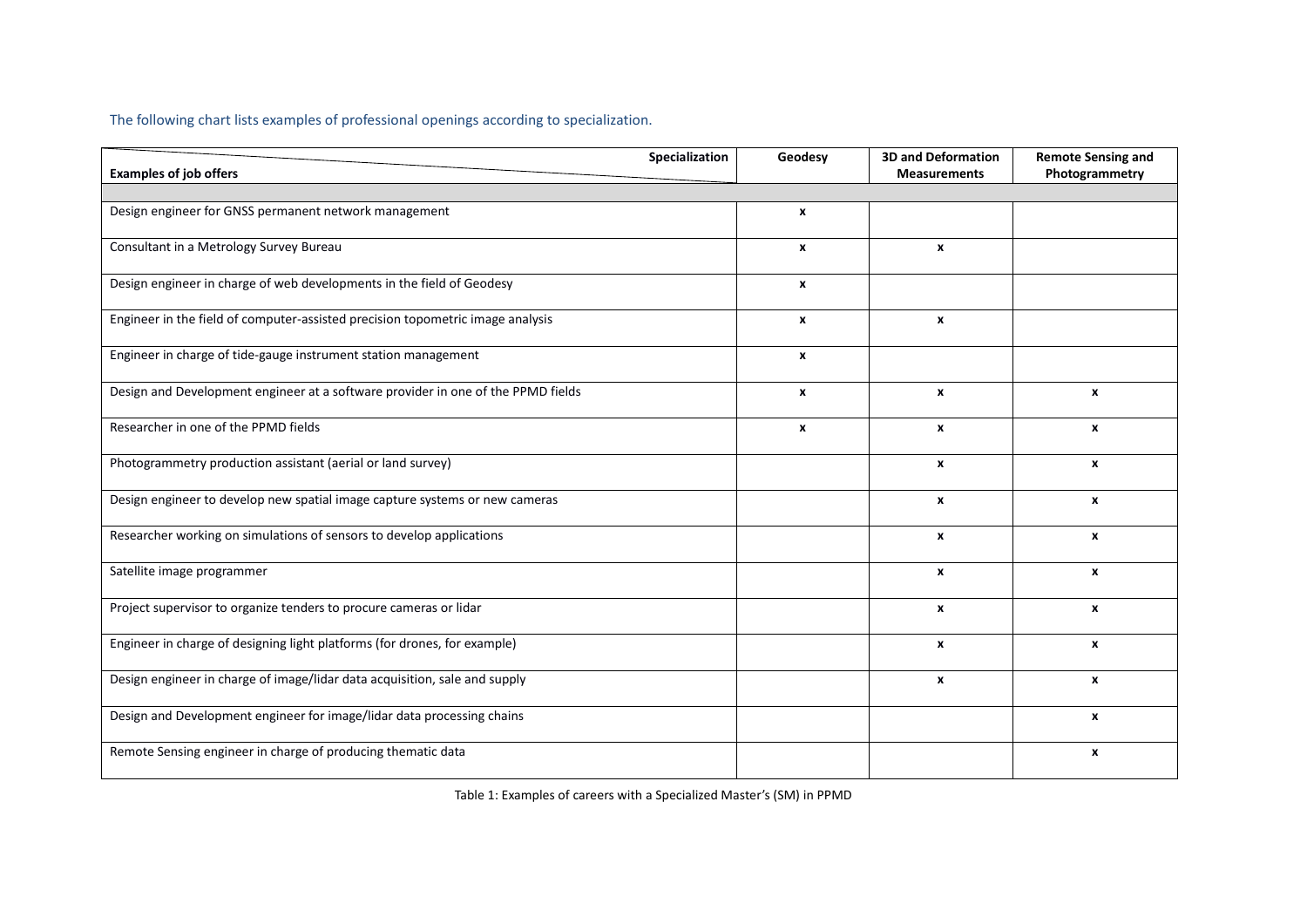The following chart lists examples of professional openings according to specialization.

| Examples of job offers / Specialization | Geodesy | 3D and Deformation Measurements | Remote Sensing and Photogrammetry |
|---|---|---|---|
| Design engineer for GNSS permanent network management | x | | |
| Consultant in a Metrology Survey Bureau | x | x | |
| Design engineer in charge of web developments in the field of Geodesy | x | | |
| Engineer in the field of computer-assisted precision topometric image analysis | x | x | |
| Engineer in charge of tide-gauge instrument station management | x | | |
| Design and Development engineer at a software provider in one of the PPMD fields | x | x | x |
| Researcher in one of the PPMD fields | x | x | x |
| Photogrammetry production assistant (aerial or land survey) | | x | x |
| Design engineer to develop new spatial image capture systems or new cameras | | x | x |
| Researcher working on simulations of sensors to develop applications | | x | x |
| Satellite image programmer | | x | x |
| Project supervisor to organize tenders to procure cameras or lidar | | x | x |
| Engineer in charge of designing light platforms (for drones, for example) | | x | x |
| Design engineer in charge of image/lidar data acquisition, sale and supply | | x | x |
| Design and Development engineer for image/lidar data processing chains | | | x |
| Remote Sensing engineer in charge of producing thematic data | | | x |

Table 1: Examples of careers with a Specialized Master's (SM) in PPMD